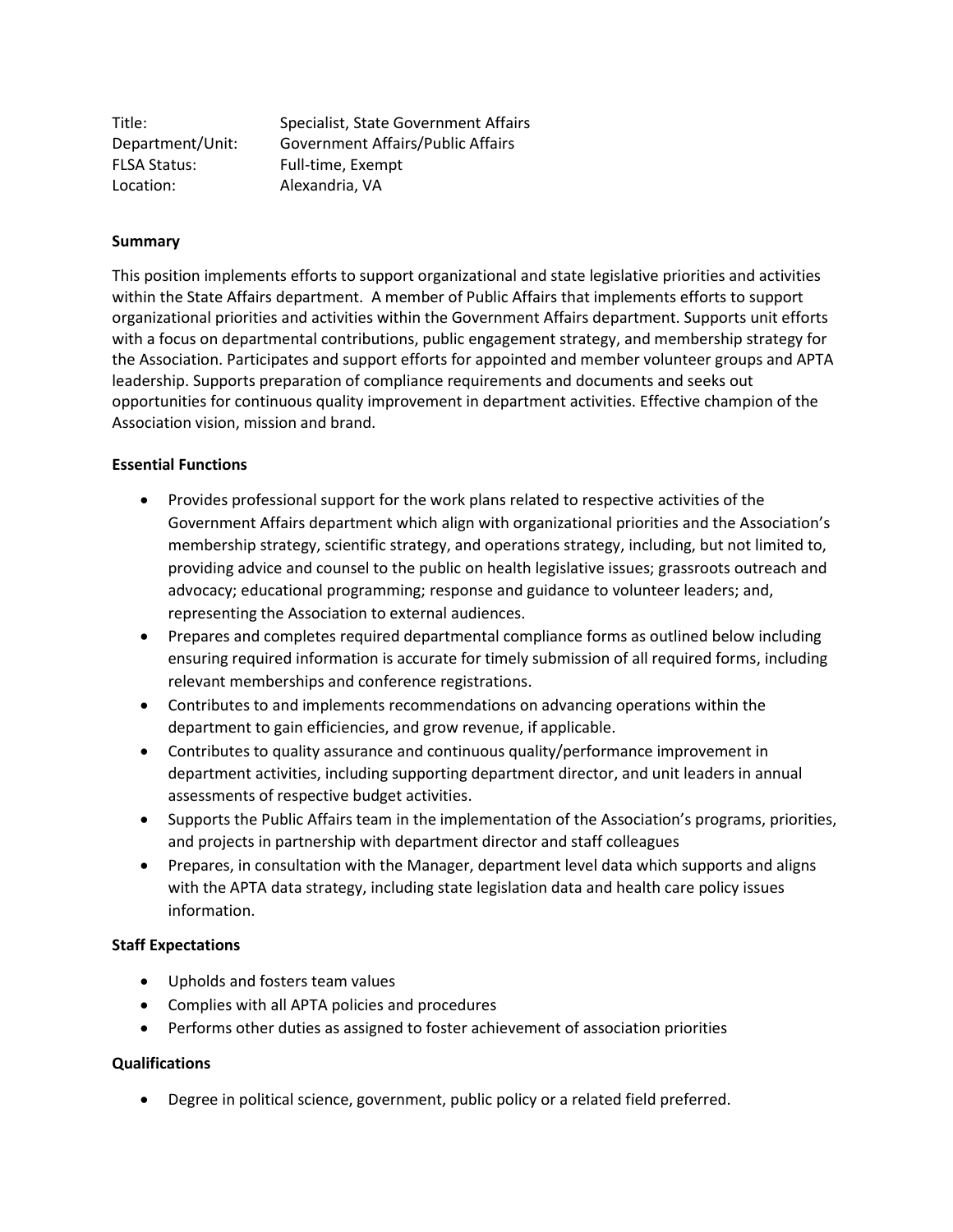Title: Specialist, State Government Affairs
Department/Unit: Government Affairs/Public Affairs
FLSA Status: Full-time, Exempt
Location: Alexandria, VA

**Summary**

This position implements efforts to support organizational and state legislative priorities and activities within the State Affairs department. A member of Public Affairs that implements efforts to support organizational priorities and activities within the Government Affairs department. Supports unit efforts with a focus on departmental contributions, public engagement strategy, and membership strategy for the Association. Participates and support efforts for appointed and member volunteer groups and APTA leadership. Supports preparation of compliance requirements and documents and seeks out opportunities for continuous quality improvement in department activities. Effective champion of the Association vision, mission and brand.

**Essential Functions**

- Provides professional support for the work plans related to respective activities of the Government Affairs department which align with organizational priorities and the Association's membership strategy, scientific strategy, and operations strategy, including, but not limited to, providing advice and counsel to the public on health legislative issues; grassroots outreach and advocacy; educational programming; response and guidance to volunteer leaders; and, representing the Association to external audiences.
- Prepares and completes required departmental compliance forms as outlined below including ensuring required information is accurate for timely submission of all required forms, including relevant memberships and conference registrations.
- Contributes to and implements recommendations on advancing operations within the department to gain efficiencies, and grow revenue, if applicable.
- Contributes to quality assurance and continuous quality/performance improvement in department activities, including supporting department director, and unit leaders in annual assessments of respective budget activities.
- Supports the Public Affairs team in the implementation of the Association's programs, priorities, and projects in partnership with department director and staff colleagues
- Prepares, in consultation with the Manager, department level data which supports and aligns with the APTA data strategy, including state legislation data and health care policy issues information.

**Staff Expectations**

- Upholds and fosters team values
- Complies with all APTA policies and procedures
- Performs other duties as assigned to foster achievement of association priorities

**Qualifications**

- Degree in political science, government, public policy or a related field preferred.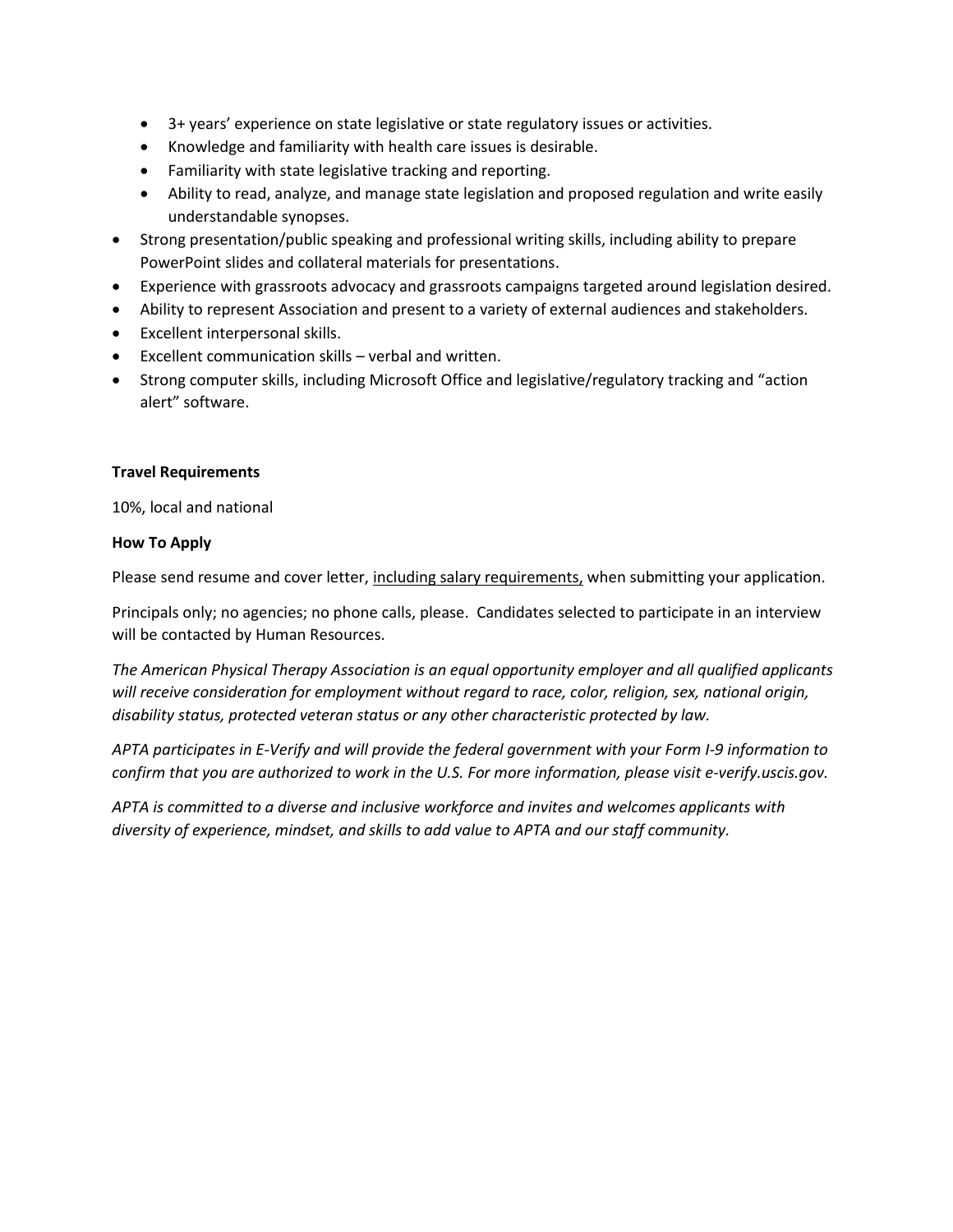- 3+ years' experience on state legislative or state regulatory issues or activities.
  - Knowledge and familiarity with health care issues is desirable.
  - Familiarity with state legislative tracking and reporting.
  - Ability to read, analyze, and manage state legislation and proposed regulation and write easily understandable synopses.
- Strong presentation/public speaking and professional writing skills, including ability to prepare PowerPoint slides and collateral materials for presentations.
- Experience with grassroots advocacy and grassroots campaigns targeted around legislation desired.
- Ability to represent Association and present to a variety of external audiences and stakeholders.
- Excellent interpersonal skills.
- Excellent communication skills – verbal and written.
- Strong computer skills, including Microsoft Office and legislative/regulatory tracking and "action alert" software.

**Travel Requirements**

10%, local and national

**How To Apply**

Please send resume and cover letter, including salary requirements, when submitting your application.

Principals only; no agencies; no phone calls, please. Candidates selected to participate in an interview will be contacted by Human Resources.

*The American Physical Therapy Association is an equal opportunity employer and all qualified applicants will receive consideration for employment without regard to race, color, religion, sex, national origin, disability status, protected veteran status or any other characteristic protected by law.*

*APTA participates in E-Verify and will provide the federal government with your Form I-9 information to confirm that you are authorized to work in the U.S. For more information, please visit e-verify.uscis.gov.*

*APTA is committed to a diverse and inclusive workforce and invites and welcomes applicants with diversity of experience, mindset, and skills to add value to APTA and our staff community.*